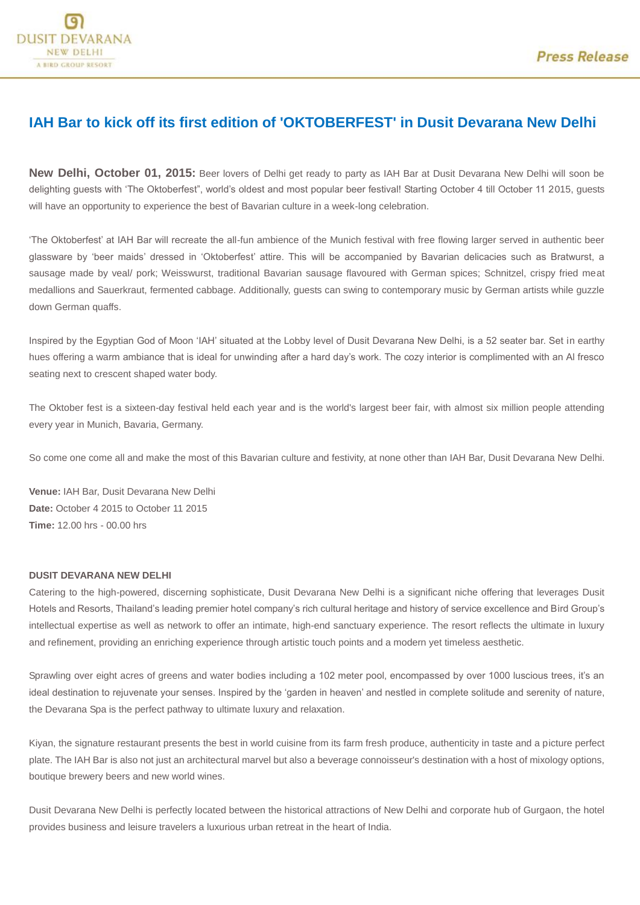DUSIT DEVARANA
NEW DELHI
A BIRD GROUP RESORT

*Press Release*

# IAH Bar to kick off its first edition of 'OKTOBERFEST' in Dusit Devarana New Delhi

**New Delhi, October 01, 2015:** Beer lovers of Delhi get ready to party as IAH Bar at Dusit Devarana New Delhi will soon be delighting guests with 'The Oktoberfest", world's oldest and most popular beer festival! Starting October 4 till October 11 2015, guests will have an opportunity to experience the best of Bavarian culture in a week-long celebration.

'The Oktoberfest' at IAH Bar will recreate the all-fun ambience of the Munich festival with free flowing larger served in authentic beer glassware by 'beer maids' dressed in 'Oktoberfest' attire. This will be accompanied by Bavarian delicacies such as Bratwurst, a sausage made by veal/ pork; Weisswurst, traditional Bavarian sausage flavoured with German spices; Schnitzel, crispy fried meat medallions and Sauerkraut, fermented cabbage. Additionally, guests can swing to contemporary music by German artists while guzzle down German quaffs.

Inspired by the Egyptian God of Moon 'IAH' situated at the Lobby level of Dusit Devarana New Delhi, is a 52 seater bar. Set in earthy hues offering a warm ambiance that is ideal for unwinding after a hard day's work. The cozy interior is complimented with an Al fresco seating next to crescent shaped water body.

The Oktober fest is a sixteen-day festival held each year and is the world's largest beer fair, with almost six million people attending every year in Munich, Bavaria, Germany.

So come one come all and make the most of this Bavarian culture and festivity, at none other than IAH Bar, Dusit Devarana New Delhi.

**Venue:** IAH Bar, Dusit Devarana New Delhi
**Date:** October 4 2015 to October 11 2015
**Time:** 12.00 hrs - 00.00 hrs

**DUSIT DEVARANA NEW DELHI**

Catering to the high-powered, discerning sophisticate, Dusit Devarana New Delhi is a significant niche offering that leverages Dusit Hotels and Resorts, Thailand's leading premier hotel company's rich cultural heritage and history of service excellence and Bird Group's intellectual expertise as well as network to offer an intimate, high-end sanctuary experience. The resort reflects the ultimate in luxury and refinement, providing an enriching experience through artistic touch points and a modern yet timeless aesthetic.

Sprawling over eight acres of greens and water bodies including a 102 meter pool, encompassed by over 1000 luscious trees, it's an ideal destination to rejuvenate your senses. Inspired by the 'garden in heaven' and nestled in complete solitude and serenity of nature, the Devarana Spa is the perfect pathway to ultimate luxury and relaxation.

Kiyan, the signature restaurant presents the best in world cuisine from its farm fresh produce, authenticity in taste and a picture perfect plate. The IAH Bar is also not just an architectural marvel but also a beverage connoisseur's destination with a host of mixology options, boutique brewery beers and new world wines.

Dusit Devarana New Delhi is perfectly located between the historical attractions of New Delhi and corporate hub of Gurgaon, the hotel provides business and leisure travelers a luxurious urban retreat in the heart of India.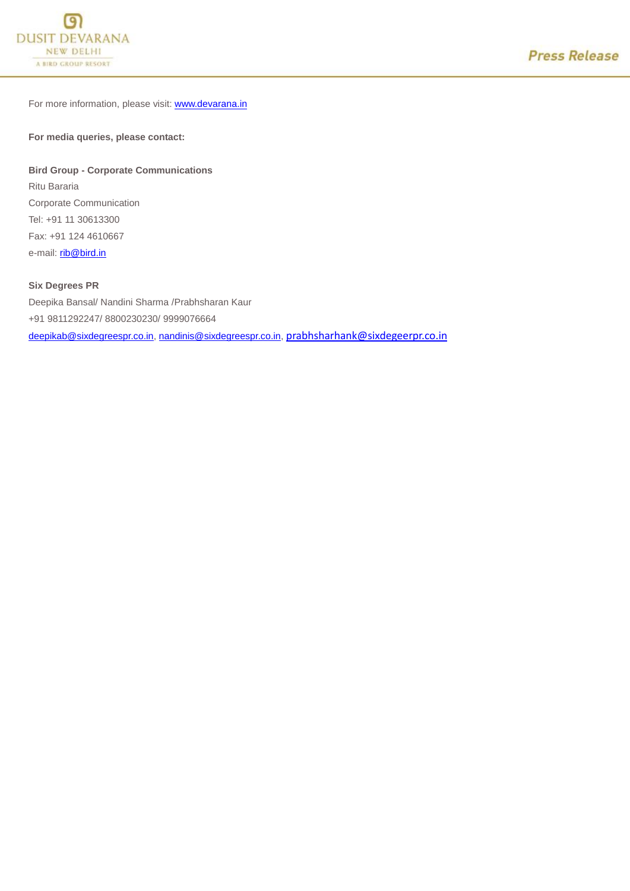For more information, please visit: www.devarana.in

**For media queries, please contact:**

**Bird Group - Corporate Communications**  
Ritu Bararia  
Corporate Communication  
Tel: +91 11 30613300  
Fax: +91 124 4610667  
e-mail: rib@bird.in

**Six Degrees PR**  
Deepika Bansal/ Nandini Sharma /Prabhsharan Kaur  
+91 9811292247/ 8800230230/ 9999076664  
deepikab@sixdegreespr.co.in, nandinis@sixdegreespr.co.in, prabhsharhank@sixdegeerpr.co.in